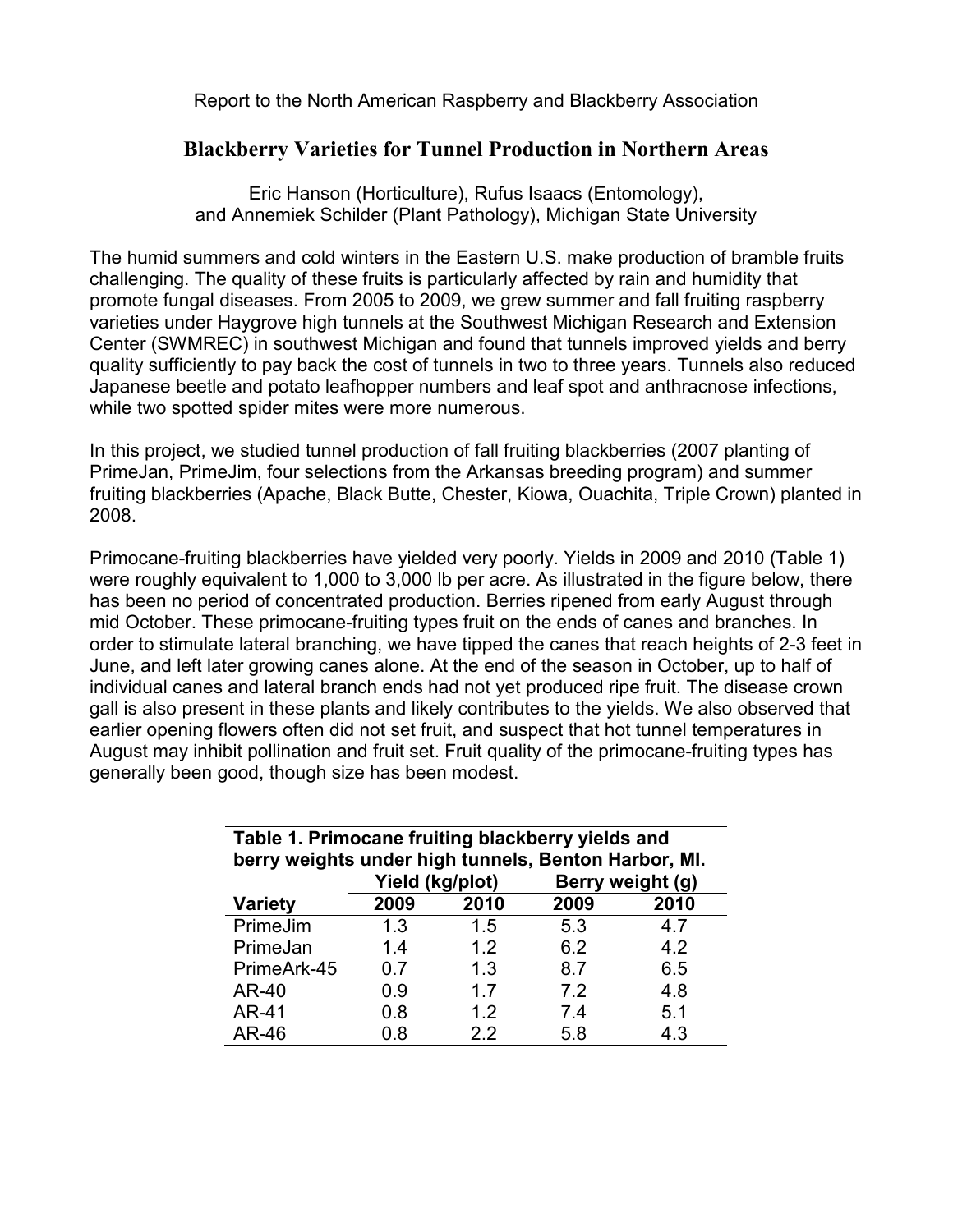Report to the North American Raspberry and Blackberry Association

# Blackberry Varieties for Tunnel Production in Northern Areas

Eric Hanson (Horticulture), Rufus Isaacs (Entomology),
and Annemiek Schilder (Plant Pathology), Michigan State University

The humid summers and cold winters in the Eastern U.S. make production of bramble fruits challenging. The quality of these fruits is particularly affected by rain and humidity that promote fungal diseases. From 2005 to 2009, we grew summer and fall fruiting raspberry varieties under Haygrove high tunnels at the Southwest Michigan Research and Extension Center (SWMREC) in southwest Michigan and found that tunnels improved yields and berry quality sufficiently to pay back the cost of tunnels in two to three years. Tunnels also reduced Japanese beetle and potato leafhopper numbers and leaf spot and anthracnose infections, while two spotted spider mites were more numerous.

In this project, we studied tunnel production of fall fruiting blackberries (2007 planting of PrimeJan, PrimeJim, four selections from the Arkansas breeding program) and summer fruiting blackberries (Apache, Black Butte, Chester, Kiowa, Ouachita, Triple Crown) planted in 2008.

Primocane-fruiting blackberries have yielded very poorly. Yields in 2009 and 2010 (Table 1) were roughly equivalent to 1,000 to 3,000 lb per acre. As illustrated in the figure below, there has been no period of concentrated production. Berries ripened from early August through mid October. These primocane-fruiting types fruit on the ends of canes and branches. In order to stimulate lateral branching, we have tipped the canes that reach heights of 2-3 feet in June, and left later growing canes alone. At the end of the season in October, up to half of individual canes and lateral branch ends had not yet produced ripe fruit. The disease crown gall is also present in these plants and likely contributes to the yields. We also observed that earlier opening flowers often did not set fruit, and suspect that hot tunnel temperatures in August may inhibit pollination and fruit set. Fruit quality of the primocane-fruiting types has generally been good, though size has been modest.

**Table 1. Primocane fruiting blackberry yields and berry weights under high tunnels, Benton Harbor, MI.**

| | Yield (kg/plot) | | Berry weight (g) | |
|---|---|---|---|---|
| **Variety** | **2009** | **2010** | **2009** | **2010** |
| PrimeJim | 1.3 | 1.5 | 5.3 | 4.7 |
| PrimeJan | 1.4 | 1.2 | 6.2 | 4.2 |
| PrimeArk-45 | 0.7 | 1.3 | 8.7 | 6.5 |
| AR-40 | 0.9 | 1.7 | 7.2 | 4.8 |
| AR-41 | 0.8 | 1.2 | 7.4 | 5.1 |
| AR-46 | 0.8 | 2.2 | 5.8 | 4.3 |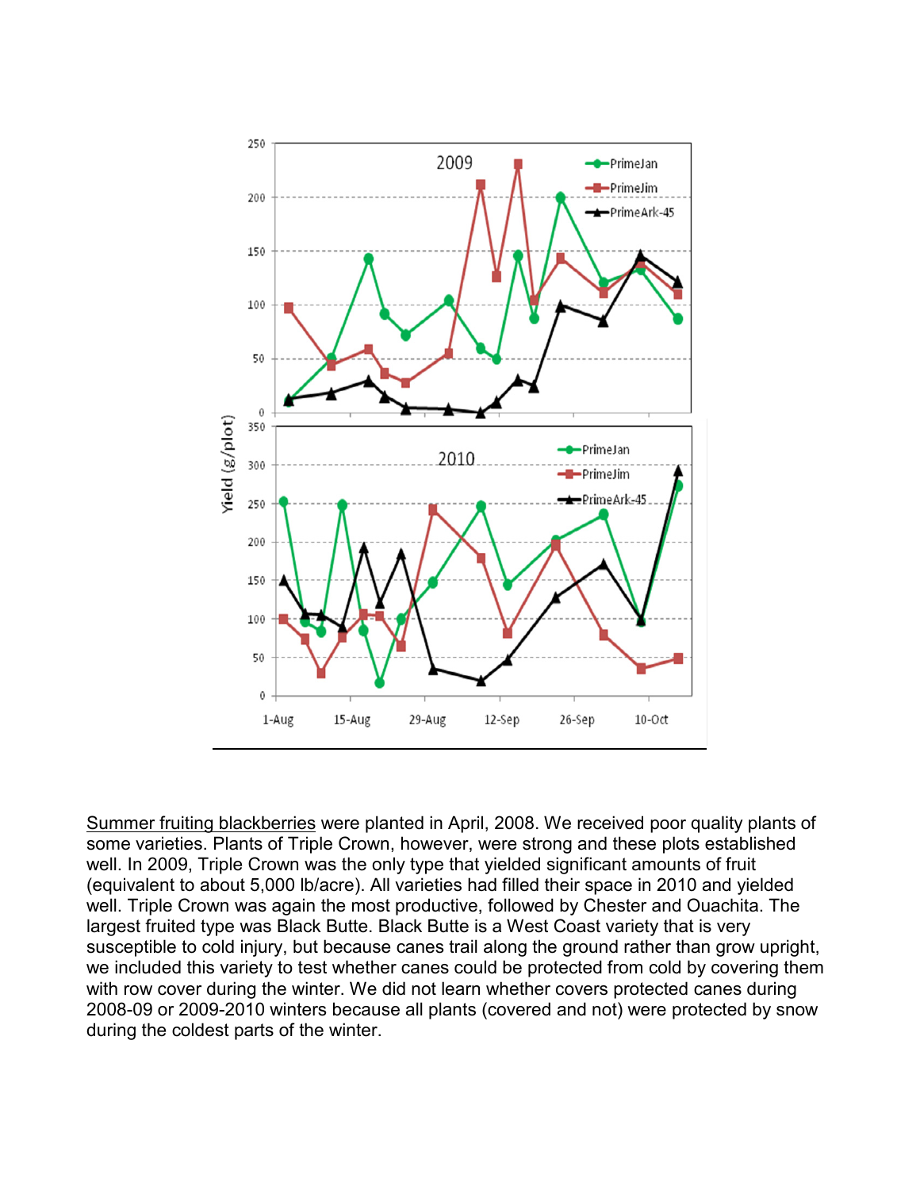Summer fruiting blackberries were planted in April, 2008. We received poor quality plants of some varieties. Plants of Triple Crown, however, were strong and these plots established well. In 2009, Triple Crown was the only type that yielded significant amounts of fruit (equivalent to about 5,000 lb/acre). All varieties had filled their space in 2010 and yielded well. Triple Crown was again the most productive, followed by Chester and Ouachita. The largest fruited type was Black Butte. Black Butte is a West Coast variety that is very susceptible to cold injury, but because canes trail along the ground rather than grow upright, we included this variety to test whether canes could be protected from cold by covering them with row cover during the winter. We did not learn whether covers protected canes during 2008-09 or 2009-2010 winters because all plants (covered and not) were protected by snow during the coldest parts of the winter.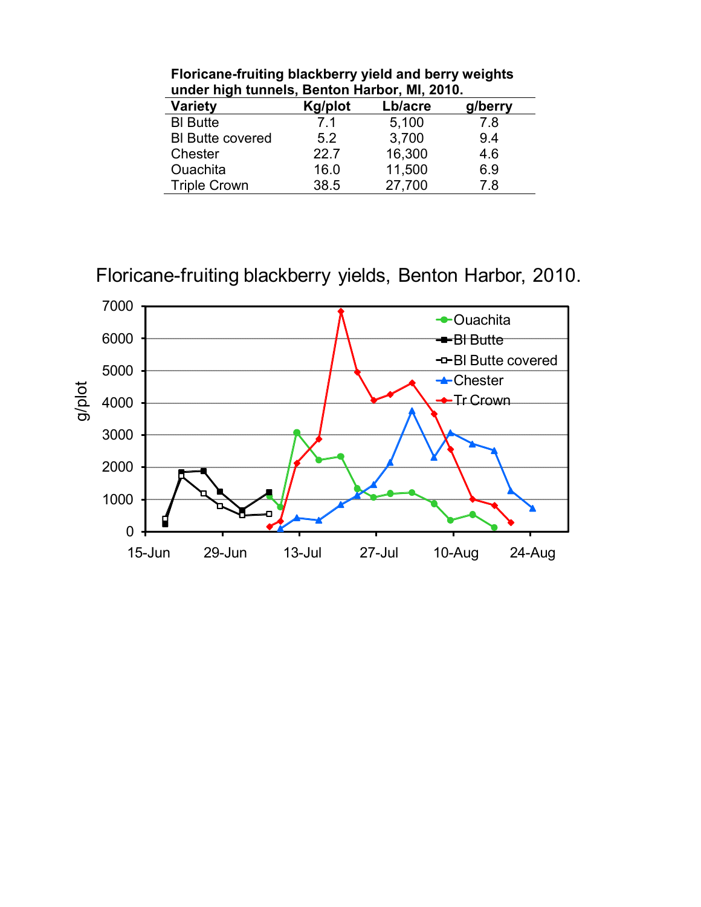**Floricane-fruiting blackberry yield and berry weights under high tunnels, Benton Harbor, MI, 2010.**

| Variety | Kg/plot | Lb/acre | g/berry |
|---|---|---|---|
| Bl Butte | 7.1 | 5,100 | 7.8 |
| Bl Butte covered | 5.2 | 3,700 | 9.4 |
| Chester | 22.7 | 16,300 | 4.6 |
| Ouachita | 16.0 | 11,500 | 6.9 |
| Triple Crown | 38.5 | 27,700 | 7.8 |

Floricane-fruiting blackberry yields, Benton Harbor, 2010.

g/plot

0
1000
2000
3000
4000
5000
6000
7000

15-Jun
29-Jun
13-Jul
27-Jul
10-Aug
24-Aug

Ouachita
Bl Butte
Bl Butte covered
Chester
Tr Crown